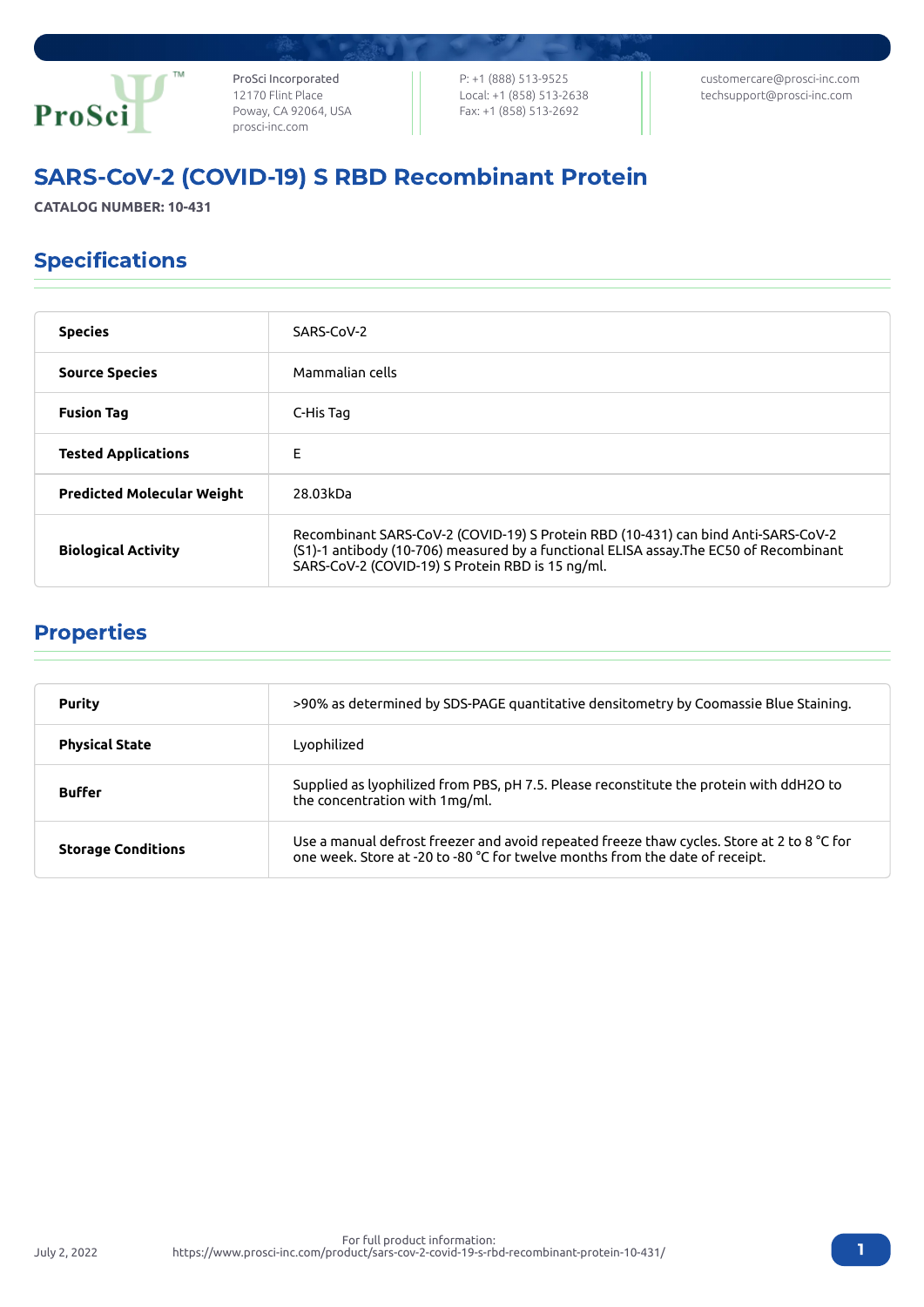ProSci Incorporated
12170 Flint Place
Poway, CA 92064, USA
prosci-inc.com

P: +1 (888) 513-9525
Local: +1 (858) 513-2638
Fax: +1 (858) 513-2692

customercare@prosci-inc.com
techsupport@prosci-inc.com

# SARS-CoV-2 (COVID-19) S RBD Recombinant Protein

**CATALOG NUMBER: 10-431**

## Specifications

| | |
|---|---|
| **Species** | SARS-CoV-2 |
| **Source Species** | Mammalian cells |
| **Fusion Tag** | C-His Tag |
| **Tested Applications** | E |
| **Predicted Molecular Weight** | 28.03kDa |
| **Biological Activity** | Recombinant SARS-CoV-2 (COVID-19) S Protein RBD (10-431) can bind Anti-SARS-CoV-2 (S1)-1 antibody (10-706) measured by a functional ELISA assay.The EC50 of Recombinant SARS-CoV-2 (COVID-19) S Protein RBD is 15 ng/ml. |

## Properties

| | |
|---|---|
| **Purity** | >90% as determined by SDS-PAGE quantitative densitometry by Coomassie Blue Staining. |
| **Physical State** | Lyophilized |
| **Buffer** | Supplied as lyophilized from PBS, pH 7.5. Please reconstitute the protein with ddH2O to the concentration with 1mg/ml. |
| **Storage Conditions** | Use a manual defrost freezer and avoid repeated freeze thaw cycles. Store at 2 to 8 °C for one week. Store at -20 to -80 °C for twelve months from the date of receipt. |

July 2, 2022

For full product information:
https://www.prosci-inc.com/product/sars-cov-2-covid-19-s-rbd-recombinant-protein-10-431/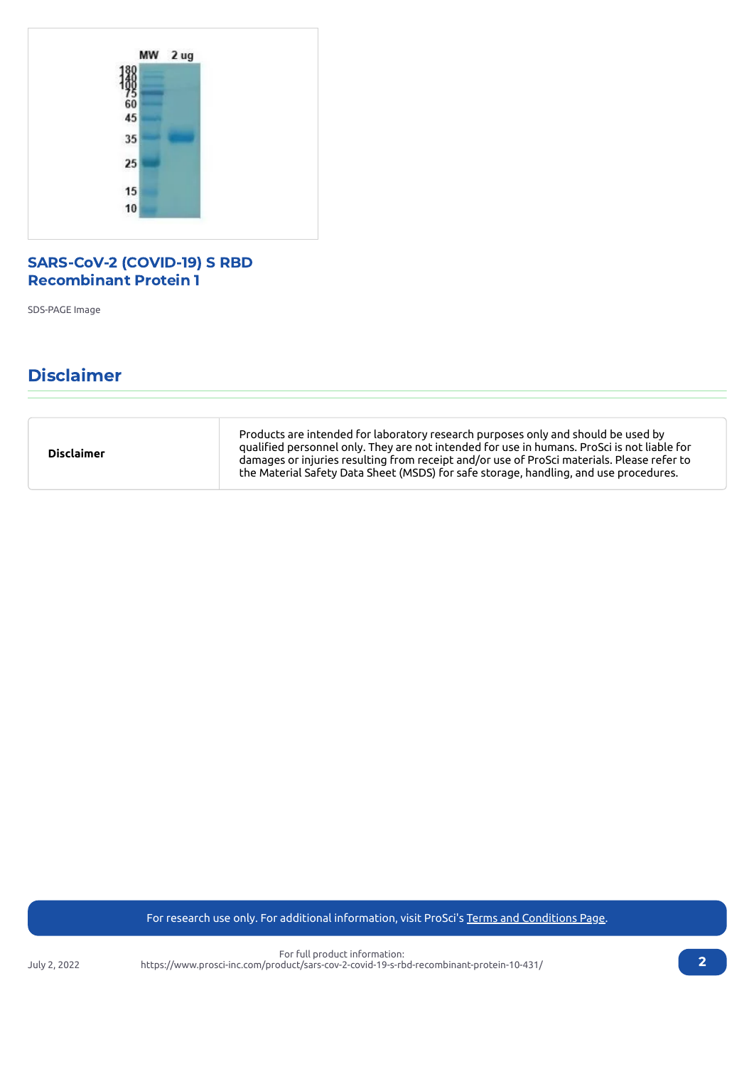MW 2 ug

180
140
100
75
60
45
35
25
15
10

**SARS-CoV-2 (COVID-19) S RBD Recombinant Protein 1**

SDS-PAGE Image

## Disclaimer

| | |
|---|---|
| **Disclaimer** | Products are intended for laboratory research purposes only and should be used by qualified personnel only. They are not intended for use in humans. ProSci is not liable for damages or injuries resulting from receipt and/or use of ProSci materials. Please refer to the Material Safety Data Sheet (MSDS) for safe storage, handling, and use procedures. |

For research use only. For additional information, visit ProSci's Terms and Conditions Page.

July 2, 2022

For full product information:
https://www.prosci-inc.com/product/sars-cov-2-covid-19-s-rbd-recombinant-protein-10-431/